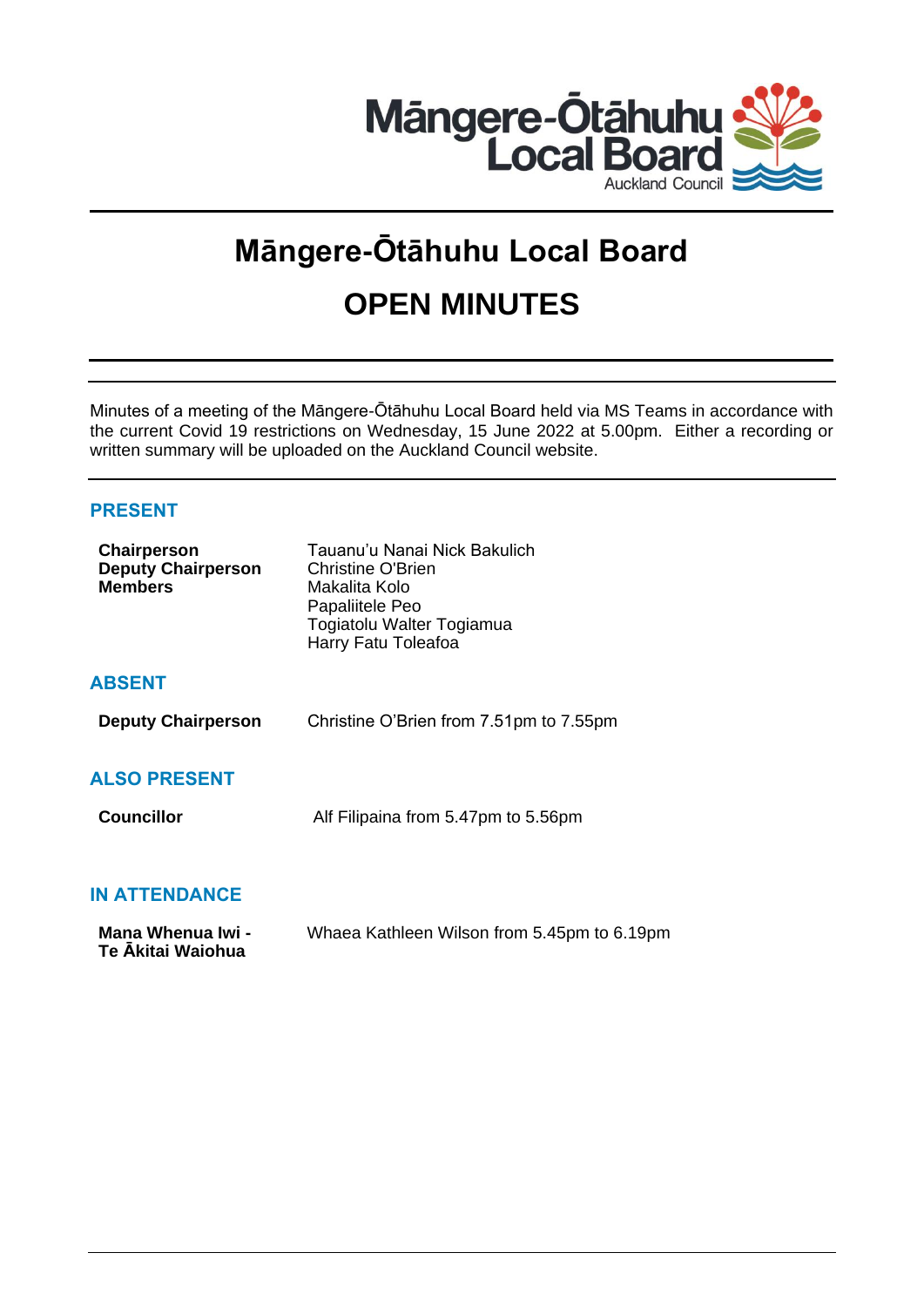# Māngere-Ōtāhuhu Local Board

# OPEN MINUTES

Minutes of a meeting of the Māngere-Ōtāhuhu Local Board held via MS Teams in accordance with the current Covid 19 restrictions on Wednesday, 15 June 2022 at 5.00pm. Either a recording or written summary will be uploaded on the Auckland Council website.

## PRESENT

| | |
|---|---|
| **Chairperson** | Tauanu'u Nanai Nick Bakulich |
| **Deputy Chairperson** | Christine O'Brien |
| **Members** | Makalita Kolo |
| | Papaliitele Peo |
| | Togiatolu Walter Togiamua |
| | Harry Fatu Toleafoa |

## ABSENT

| | |
|---|---|
| **Deputy Chairperson** | Christine O'Brien from 7.51pm to 7.55pm |

## ALSO PRESENT

| | |
|---|---|
| **Councillor** | Alf Filipaina from 5.47pm to 5.56pm |

## IN ATTENDANCE

| | |
|---|---|
| **Mana Whenua Iwi - Te Ākitai Waiohua** | Whaea Kathleen Wilson from 5.45pm to 6.19pm |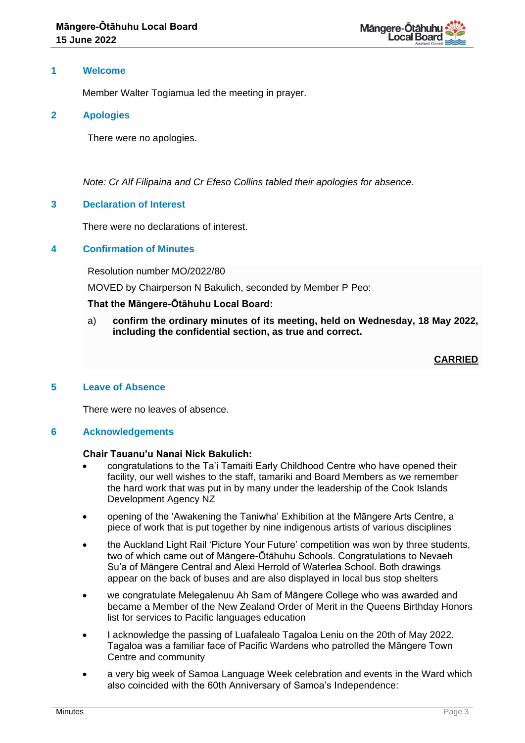## 1 Welcome

Member Walter Togiamua led the meeting in prayer.

## 2 Apologies

There were no apologies.

*Note: Cr Alf Filipaina and Cr Efeso Collins tabled their apologies for absence.*

## 3 Declaration of Interest

There were no declarations of interest.

## 4 Confirmation of Minutes

Resolution number MO/2022/80

MOVED by Chairperson N Bakulich, seconded by Member P Peo:

**That the Māngere-Ōtāhuhu Local Board:**

a) **confirm the ordinary minutes of its meeting, held on Wednesday, 18 May 2022, including the confidential section, as true and correct.**

**CARRIED**

## 5 Leave of Absence

There were no leaves of absence.

## 6 Acknowledgements

**Chair Tauanu'u Nanai Nick Bakulich:**

- congratulations to the Ta'i Tamaiti Early Childhood Centre who have opened their facility, our well wishes to the staff, tamariki and Board Members as we remember the hard work that was put in by many under the leadership of the Cook Islands Development Agency NZ
- opening of the 'Awakening the Taniwha' Exhibition at the Māngere Arts Centre, a piece of work that is put together by nine indigenous artists of various disciplines
- the Auckland Light Rail 'Picture Your Future' competition was won by three students, two of which came out of Māngere-Ōtāhuhu Schools. Congratulations to Nevaeh Su'a of Māngere Central and Alexi Herrold of Waterlea School. Both drawings appear on the back of buses and are also displayed in local bus stop shelters
- we congratulate Melegalenuu Ah Sam of Māngere College who was awarded and became a Member of the New Zealand Order of Merit in the Queens Birthday Honors list for services to Pacific languages education
- I acknowledge the passing of Luafalealo Tagaloa Leniu on the 20th of May 2022. Tagaloa was a familiar face of Pacific Wardens who patrolled the Māngere Town Centre and community
- a very big week of Samoa Language Week celebration and events in the Ward which also coincided with the 60th Anniversary of Samoa's Independence: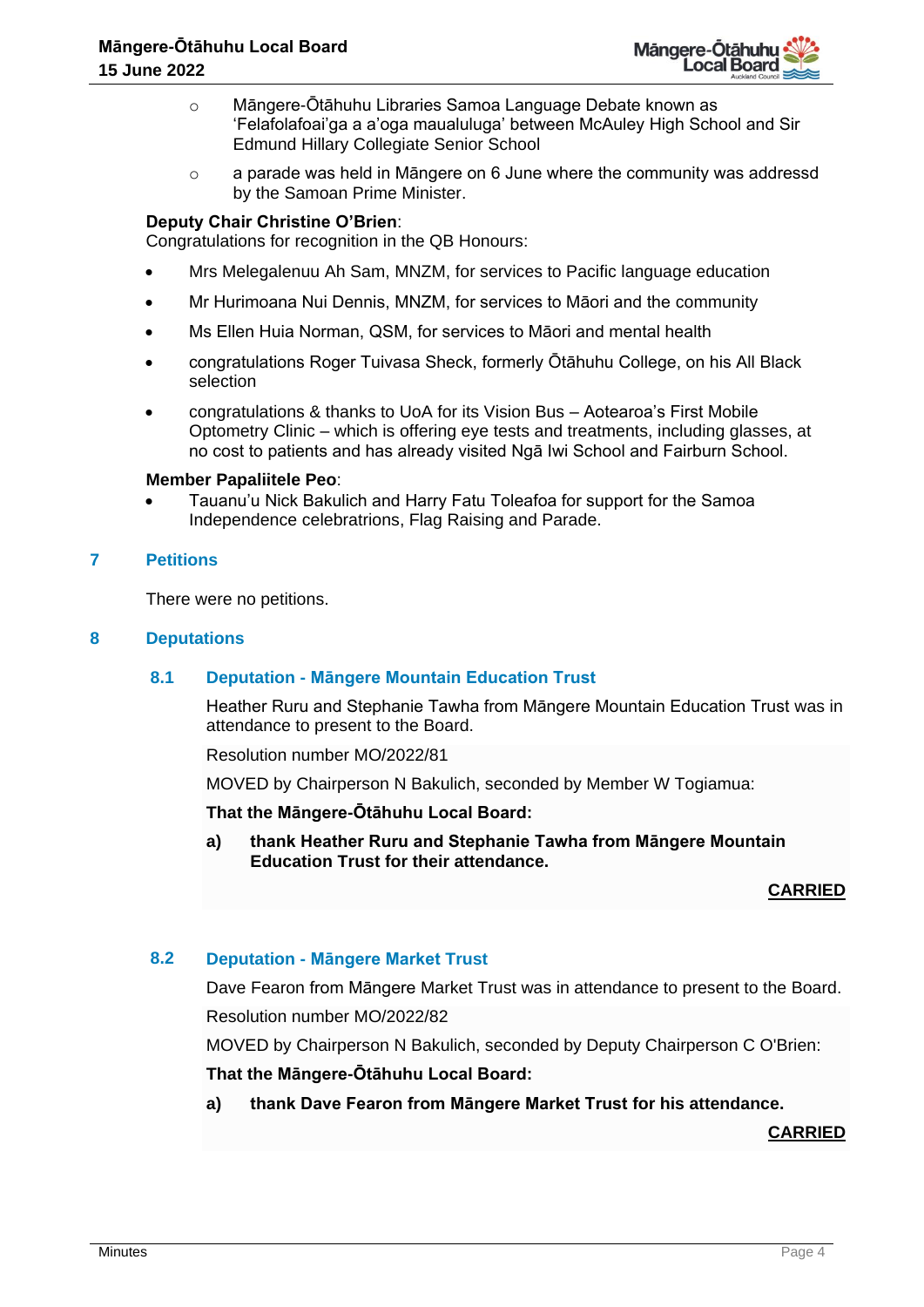- Māngere-Ōtāhuhu Libraries Samoa Language Debate known as 'Felafolafoai'ga a a'oga maualuluga' between McAuley High School and Sir Edmund Hillary Collegiate Senior School
  - a parade was held in Māngere on 6 June where the community was addressd by the Samoan Prime Minister.

**Deputy Chair Christine O'Brien**:
Congratulations for recognition in the QB Honours:

- Mrs Melegalenuu Ah Sam, MNZM, for services to Pacific language education
- Mr Hurimoana Nui Dennis, MNZM, for services to Māori and the community
- Ms Ellen Huia Norman, QSM, for services to Māori and mental health
- congratulations Roger Tuivasa Sheck, formerly Ōtāhuhu College, on his All Black selection
- congratulations & thanks to UoA for its Vision Bus – Aotearoa's First Mobile Optometry Clinic – which is offering eye tests and treatments, including glasses, at no cost to patients and has already visited Ngā Iwi School and Fairburn School.

**Member Papaliitele Peo**:

- Tauanu'u Nick Bakulich and Harry Fatu Toleafoa for support for the Samoa Independence celebratrions, Flag Raising and Parade.

## 7 Petitions

There were no petitions.

## 8 Deputations

### 8.1 Deputation - Māngere Mountain Education Trust

Heather Ruru and Stephanie Tawha from Māngere Mountain Education Trust was in attendance to present to the Board.

Resolution number MO/2022/81

MOVED by Chairperson N Bakulich, seconded by Member W Togiamua:

**That the Māngere-Ōtāhuhu Local Board:**

**a) thank Heather Ruru and Stephanie Tawha from Māngere Mountain Education Trust for their attendance.**

**CARRIED**

### 8.2 Deputation - Māngere Market Trust

Dave Fearon from Māngere Market Trust was in attendance to present to the Board.

Resolution number MO/2022/82

MOVED by Chairperson N Bakulich, seconded by Deputy Chairperson C O'Brien:

**That the Māngere-Ōtāhuhu Local Board:**

**a) thank Dave Fearon from Māngere Market Trust for his attendance.**

**CARRIED**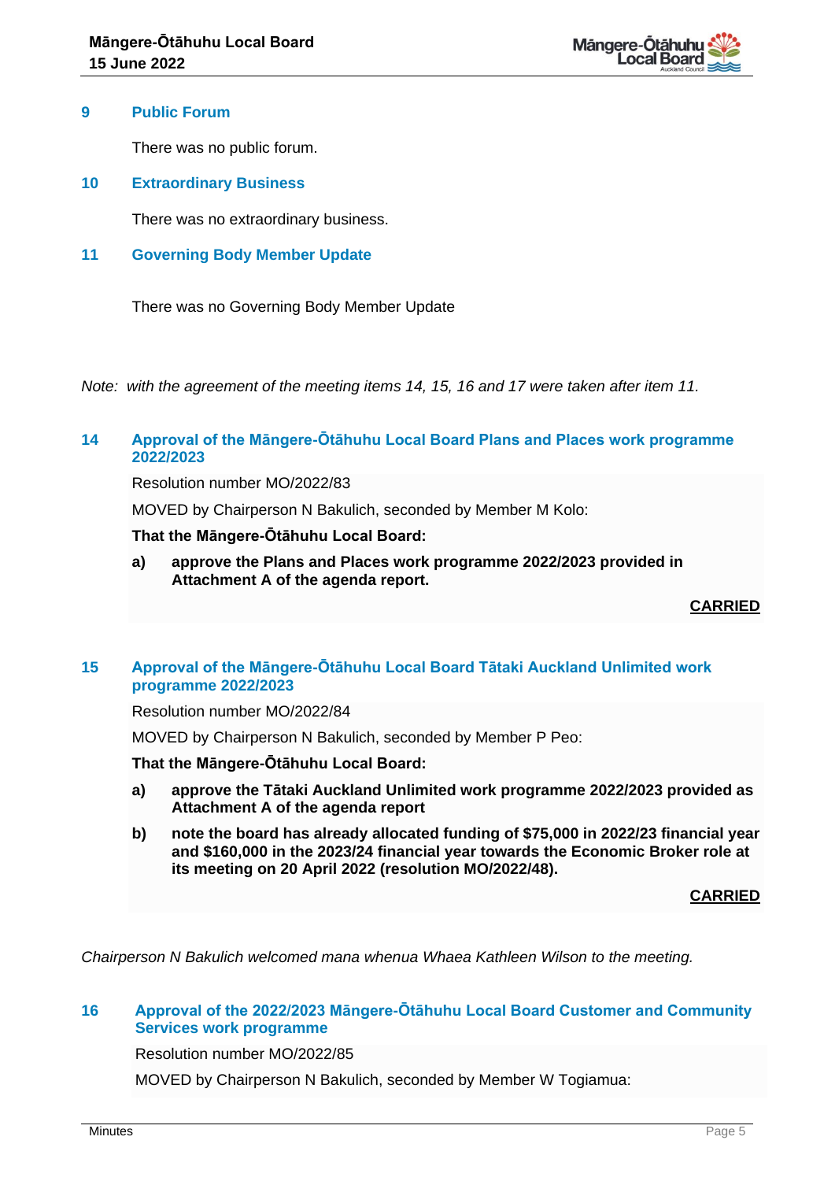## 9 Public Forum

There was no public forum.

## 10 Extraordinary Business

There was no extraordinary business.

## 11 Governing Body Member Update

There was no Governing Body Member Update

*Note: with the agreement of the meeting items 14, 15, 16 and 17 were taken after item 11.*

## 14 Approval of the Māngere-Ōtāhuhu Local Board Plans and Places work programme 2022/2023

Resolution number MO/2022/83

MOVED by Chairperson N Bakulich, seconded by Member M Kolo:

**That the Māngere-Ōtāhuhu Local Board:**

**a) approve the Plans and Places work programme 2022/2023 provided in Attachment A of the agenda report.**

**CARRIED**

## 15 Approval of the Māngere-Ōtāhuhu Local Board Tātaki Auckland Unlimited work programme 2022/2023

Resolution number MO/2022/84

MOVED by Chairperson N Bakulich, seconded by Member P Peo:

**That the Māngere-Ōtāhuhu Local Board:**

**a) approve the Tātaki Auckland Unlimited work programme 2022/2023 provided as Attachment A of the agenda report**

**b) note the board has already allocated funding of $75,000 in 2022/23 financial year and $160,000 in the 2023/24 financial year towards the Economic Broker role at its meeting on 20 April 2022 (resolution MO/2022/48).**

**CARRIED**

*Chairperson N Bakulich welcomed mana whenua Whaea Kathleen Wilson to the meeting.*

## 16 Approval of the 2022/2023 Māngere-Ōtāhuhu Local Board Customer and Community Services work programme

Resolution number MO/2022/85

MOVED by Chairperson N Bakulich, seconded by Member W Togiamua: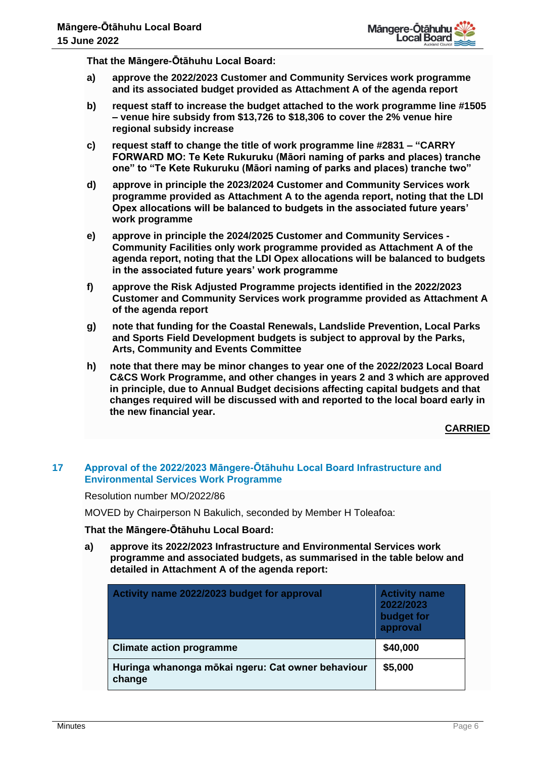**That the Māngere-Ōtāhuhu Local Board:**

a) **approve the 2022/2023 Customer and Community Services work programme and its associated budget provided as Attachment A of the agenda report**

b) **request staff to increase the budget attached to the work programme line #1505 – venue hire subsidy from $13,726 to $18,306 to cover the 2% venue hire regional subsidy increase**

c) **request staff to change the title of work programme line #2831 – "CARRY FORWARD MO: Te Kete Rukuruku (Māori naming of parks and places) tranche one" to "Te Kete Rukuruku (Māori naming of parks and places) tranche two"**

d) **approve in principle the 2023/2024 Customer and Community Services work programme provided as Attachment A to the agenda report, noting that the LDI Opex allocations will be balanced to budgets in the associated future years' work programme**

e) **approve in principle the 2024/2025 Customer and Community Services - Community Facilities only work programme provided as Attachment A of the agenda report, noting that the LDI Opex allocations will be balanced to budgets in the associated future years' work programme**

f) **approve the Risk Adjusted Programme projects identified in the 2022/2023 Customer and Community Services work programme provided as Attachment A of the agenda report**

g) **note that funding for the Coastal Renewals, Landslide Prevention, Local Parks and Sports Field Development budgets is subject to approval by the Parks, Arts, Community and Events Committee**

h) **note that there may be minor changes to year one of the 2022/2023 Local Board C&CS Work Programme, and other changes in years 2 and 3 which are approved in principle, due to Annual Budget decisions affecting capital budgets and that changes required will be discussed with and reported to the local board early in the new financial year.**

**CARRIED**

## 17 Approval of the 2022/2023 Māngere-Ōtāhuhu Local Board Infrastructure and Environmental Services Work Programme

Resolution number MO/2022/86

MOVED by Chairperson N Bakulich, seconded by Member H Toleafoa:

**That the Māngere-Ōtāhuhu Local Board:**

a) **approve its 2022/2023 Infrastructure and Environmental Services work programme and associated budgets, as summarised in the table below and detailed in Attachment A of the agenda report:**

| Activity name 2022/2023 budget for approval | Activity name 2022/2023 budget for approval |
|---|---|
| Climate action programme | $40,000 |
| Huringa whanonga mōkai ngeru: Cat owner behaviour change | $5,000 |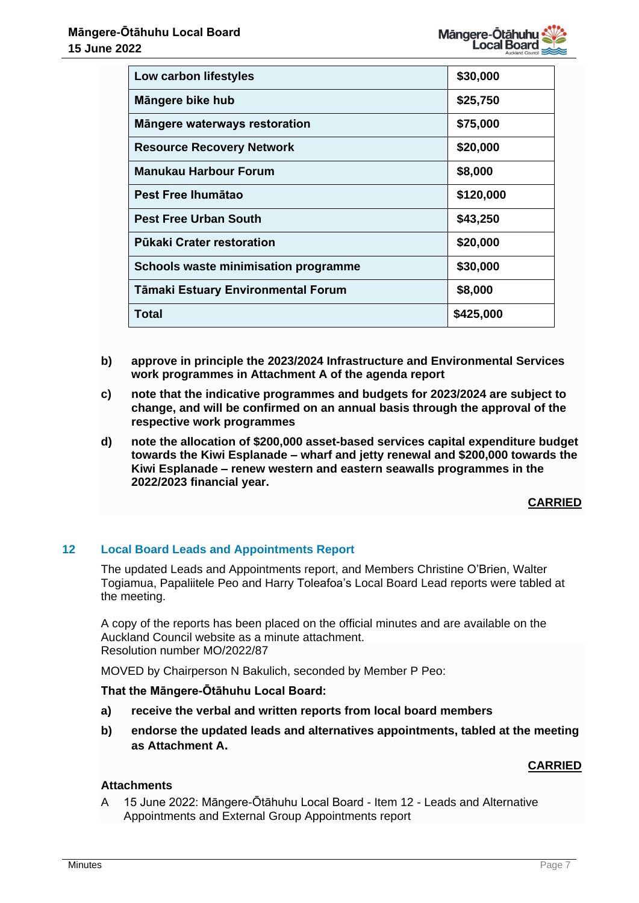| Low carbon lifestyles | $30,000 |
|---|---|
| Māngere bike hub | $25,750 |
| Māngere waterways restoration | $75,000 |
| Resource Recovery Network | $20,000 |
| Manukau Harbour Forum | $8,000 |
| Pest Free Ihumātao | $120,000 |
| Pest Free Urban South | $43,250 |
| Pūkaki Crater restoration | $20,000 |
| Schools waste minimisation programme | $30,000 |
| Tāmaki Estuary Environmental Forum | $8,000 |
| Total | $425,000 |

**b) approve in principle the 2023/2024 Infrastructure and Environmental Services work programmes in Attachment A of the agenda report**

**c) note that the indicative programmes and budgets for 2023/2024 are subject to change, and will be confirmed on an annual basis through the approval of the respective work programmes**

**d) note the allocation of $200,000 asset-based services capital expenditure budget towards the Kiwi Esplanade – wharf and jetty renewal and $200,000 towards the Kiwi Esplanade – renew western and eastern seawalls programmes in the 2022/2023 financial year.**

**CARRIED**

## 12 Local Board Leads and Appointments Report

The updated Leads and Appointments report, and Members Christine O'Brien, Walter Togiamua, Papaliitele Peo and Harry Toleafoa's Local Board Lead reports were tabled at the meeting.

A copy of the reports has been placed on the official minutes and are available on the Auckland Council website as a minute attachment.
Resolution number MO/2022/87

MOVED by Chairperson N Bakulich, seconded by Member P Peo:

**That the Māngere-Ōtāhuhu Local Board:**

**a) receive the verbal and written reports from local board members**

**b) endorse the updated leads and alternatives appointments, tabled at the meeting as Attachment A.**

**CARRIED**

**Attachments**

A 15 June 2022: Māngere-Ōtāhuhu Local Board - Item 12 - Leads and Alternative Appointments and External Group Appointments report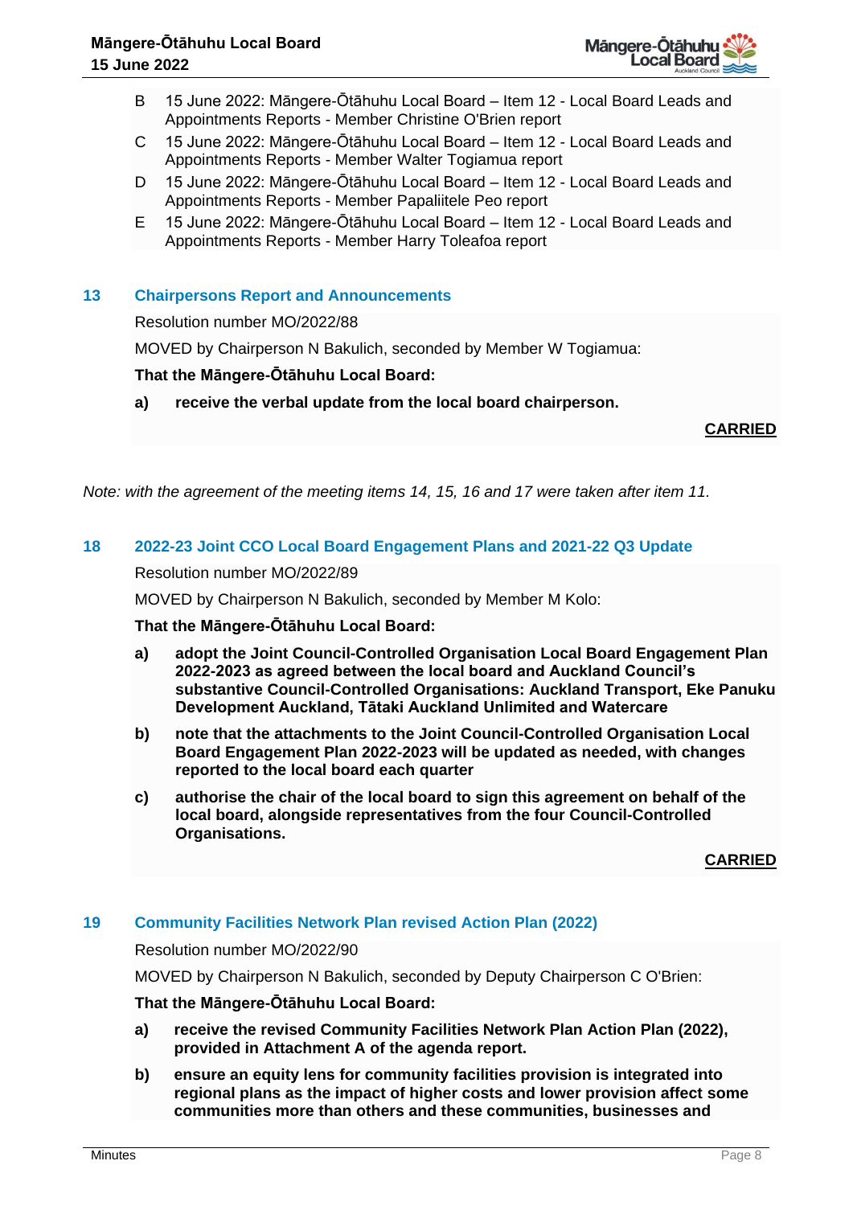B 15 June 2022: Māngere-Ōtāhuhu Local Board – Item 12 - Local Board Leads and Appointments Reports - Member Christine O'Brien report

C 15 June 2022: Māngere-Ōtāhuhu Local Board – Item 12 - Local Board Leads and Appointments Reports - Member Walter Togiamua report

D 15 June 2022: Māngere-Ōtāhuhu Local Board – Item 12 - Local Board Leads and Appointments Reports - Member Papaliitele Peo report

E 15 June 2022: Māngere-Ōtāhuhu Local Board – Item 12 - Local Board Leads and Appointments Reports - Member Harry Toleafoa report

## 13 Chairpersons Report and Announcements

Resolution number MO/2022/88

MOVED by Chairperson N Bakulich, seconded by Member W Togiamua:

**That the Māngere-Ōtāhuhu Local Board:**

**a) receive the verbal update from the local board chairperson.**

**CARRIED**

*Note: with the agreement of the meeting items 14, 15, 16 and 17 were taken after item 11.*

## 18 2022-23 Joint CCO Local Board Engagement Plans and 2021-22 Q3 Update

Resolution number MO/2022/89

MOVED by Chairperson N Bakulich, seconded by Member M Kolo:

**That the Māngere-Ōtāhuhu Local Board:**

**a) adopt the Joint Council-Controlled Organisation Local Board Engagement Plan 2022-2023 as agreed between the local board and Auckland Council's substantive Council-Controlled Organisations: Auckland Transport, Eke Panuku Development Auckland, Tātaki Auckland Unlimited and Watercare**

**b) note that the attachments to the Joint Council-Controlled Organisation Local Board Engagement Plan 2022-2023 will be updated as needed, with changes reported to the local board each quarter**

**c) authorise the chair of the local board to sign this agreement on behalf of the local board, alongside representatives from the four Council-Controlled Organisations.**

**CARRIED**

## 19 Community Facilities Network Plan revised Action Plan (2022)

Resolution number MO/2022/90

MOVED by Chairperson N Bakulich, seconded by Deputy Chairperson C O'Brien:

**That the Māngere-Ōtāhuhu Local Board:**

**a) receive the revised Community Facilities Network Plan Action Plan (2022), provided in Attachment A of the agenda report.**

**b) ensure an equity lens for community facilities provision is integrated into regional plans as the impact of higher costs and lower provision affect some communities more than others and these communities, businesses and**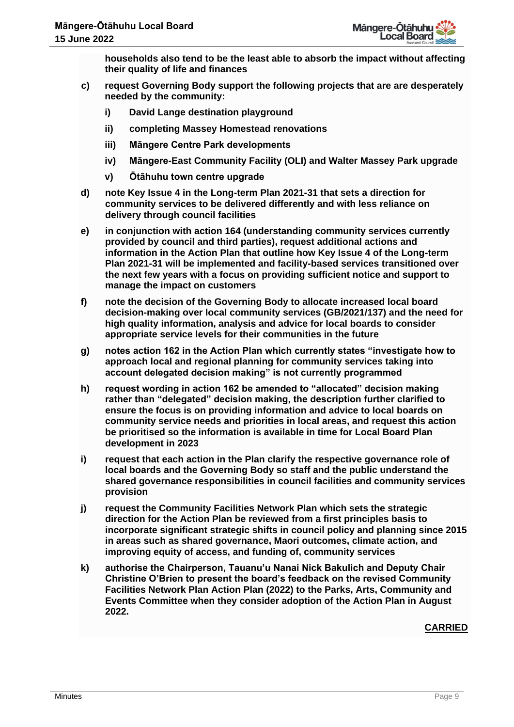**households also tend to be the least able to absorb the impact without affecting their quality of life and finances**

c) **request Governing Body support the following projects that are are desperately needed by the community:**

   i) **David Lange destination playground**

   ii) **completing Massey Homestead renovations**

   iii) **Māngere Centre Park developments**

   iv) **Māngere-East Community Facility (OLI) and Walter Massey Park upgrade**

   v) **Ōtāhuhu town centre upgrade**

d) **note Key Issue 4 in the Long-term Plan 2021-31 that sets a direction for community services to be delivered differently and with less reliance on delivery through council facilities**

e) **in conjunction with action 164 (understanding community services currently provided by council and third parties), request additional actions and information in the Action Plan that outline how Key Issue 4 of the Long-term Plan 2021-31 will be implemented and facility-based services transitioned over the next few years with a focus on providing sufficient notice and support to manage the impact on customers**

f) **note the decision of the Governing Body to allocate increased local board decision-making over local community services (GB/2021/137) and the need for high quality information, analysis and advice for local boards to consider appropriate service levels for their communities in the future**

g) **notes action 162 in the Action Plan which currently states "investigate how to approach local and regional planning for community services taking into account delegated decision making" is not currently programmed**

h) **request wording in action 162 be amended to "allocated" decision making rather than "delegated" decision making, the description further clarified to ensure the focus is on providing information and advice to local boards on community service needs and priorities in local areas, and request this action be prioritised so the information is available in time for Local Board Plan development in 2023**

i) **request that each action in the Plan clarify the respective governance role of local boards and the Governing Body so staff and the public understand the shared governance responsibilities in council facilities and community services provision**

j) **request the Community Facilities Network Plan which sets the strategic direction for the Action Plan be reviewed from a first principles basis to incorporate significant strategic shifts in council policy and planning since 2015 in areas such as shared governance, Maori outcomes, climate action, and improving equity of access, and funding of, community services**

k) **authorise the Chairperson, Tauanu'u Nanai Nick Bakulich and Deputy Chair Christine O'Brien to present the board's feedback on the revised Community Facilities Network Plan Action Plan (2022) to the Parks, Arts, Community and Events Committee when they consider adoption of the Action Plan in August 2022.**

**CARRIED**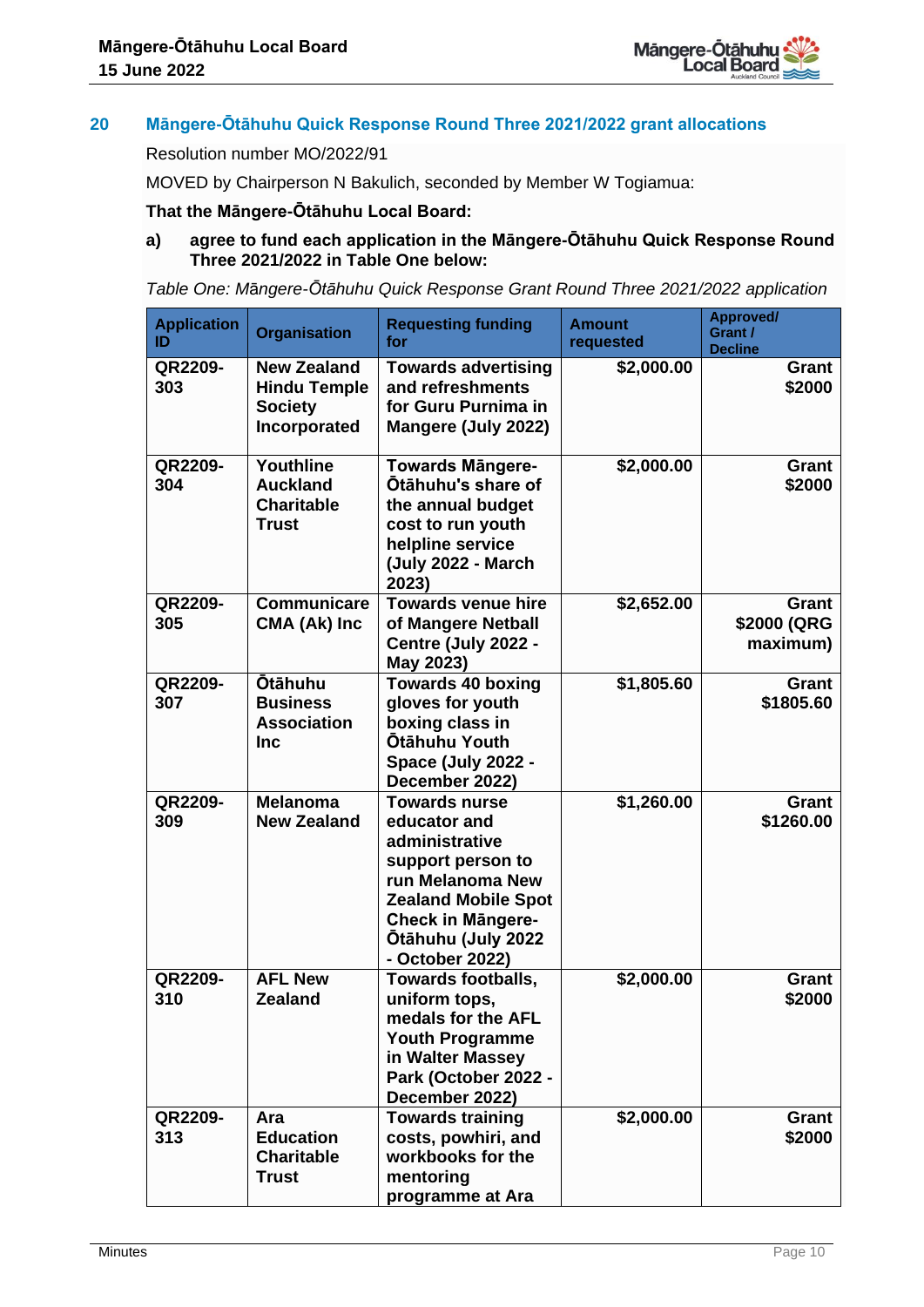## 20 Māngere-Ōtāhuhu Quick Response Round Three 2021/2022 grant allocations

Resolution number MO/2022/91

MOVED by Chairperson N Bakulich, seconded by Member W Togiamua:

**That the Māngere-Ōtāhuhu Local Board:**

a) **agree to fund each application in the Māngere-Ōtāhuhu Quick Response Round Three 2021/2022 in Table One below:**

*Table One: Māngere-Ōtāhuhu Quick Response Grant Round Three 2021/2022 application*

| Application ID | Organisation | Requesting funding for | Amount requested | Approved/ Grant / Decline |
|---|---|---|---|---|
| QR2209-303 | New Zealand Hindu Temple Society Incorporated | Towards advertising and refreshments for Guru Purnima in Mangere (July 2022) | $2,000.00 | Grant $2000 |
| QR2209-304 | Youthline Auckland Charitable Trust | Towards Māngere-Ōtāhuhu's share of the annual budget cost to run youth helpline service (July 2022 - March 2023) | $2,000.00 | Grant $2000 |
| QR2209-305 | Communicare CMA (Ak) Inc | Towards venue hire of Mangere Netball Centre (July 2022 - May 2023) | $2,652.00 | Grant $2000 (QRG maximum) |
| QR2209-307 | Ōtāhuhu Business Association Inc | Towards 40 boxing gloves for youth boxing class in Ōtāhuhu Youth Space (July 2022 - December 2022) | $1,805.60 | Grant $1805.60 |
| QR2209-309 | Melanoma New Zealand | Towards nurse educator and administrative support person to run Melanoma New Zealand Mobile Spot Check in Māngere-Ōtāhuhu (July 2022 - October 2022) | $1,260.00 | Grant $1260.00 |
| QR2209-310 | AFL New Zealand | Towards footballs, uniform tops, medals for the AFL Youth Programme in Walter Massey Park (October 2022 - December 2022) | $2,000.00 | Grant $2000 |
| QR2209-313 | Ara Education Charitable Trust | Towards training costs, powhiri, and workbooks for the mentoring programme at Ara | $2,000.00 | Grant $2000 |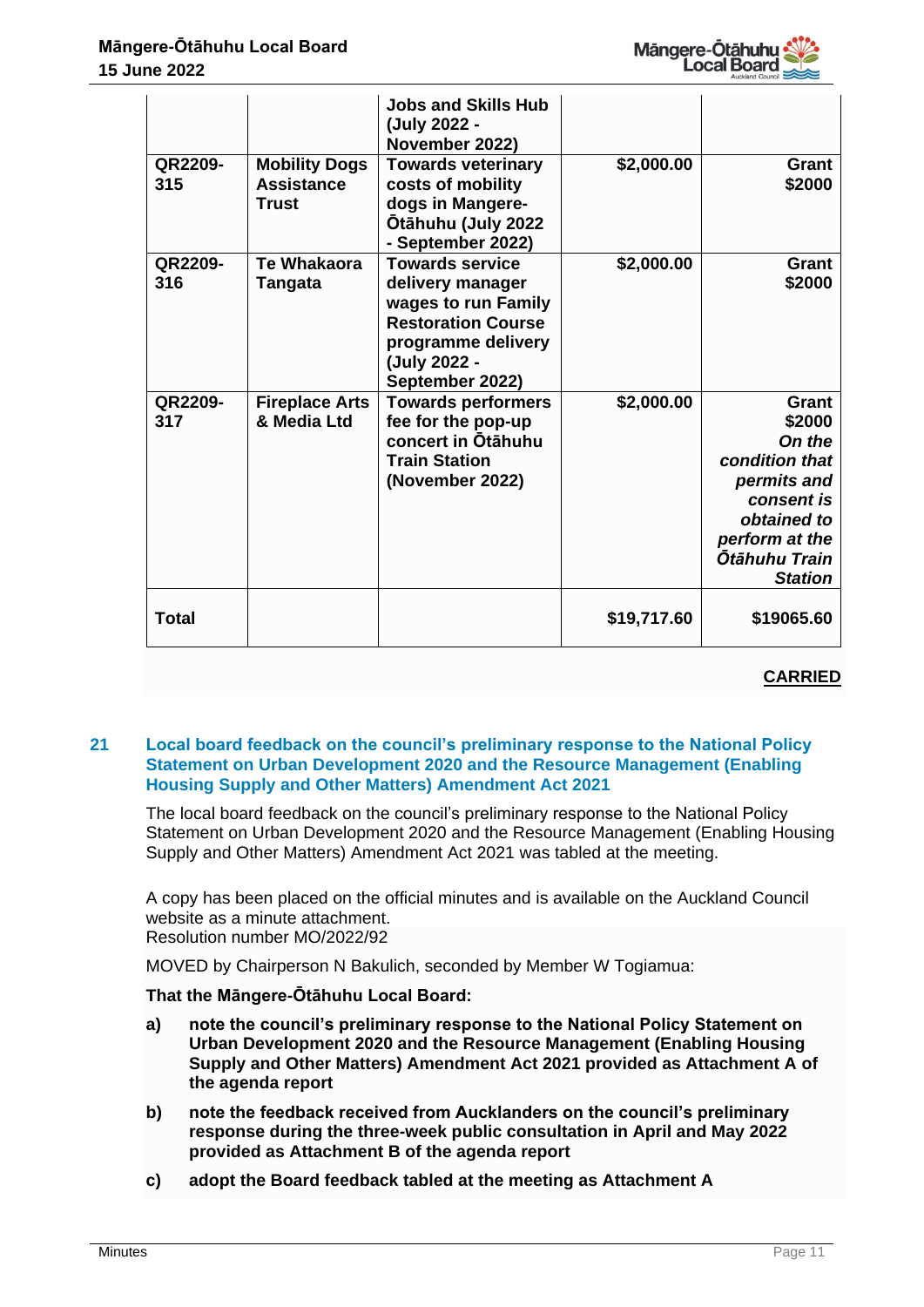| | | **Jobs and Skills Hub (July 2022 - November 2022)** | | |
|---|---|---|---|---|
| **QR2209-315** | **Mobility Dogs Assistance Trust** | **Towards veterinary costs of mobility dogs in Mangere-Ōtāhuhu (July 2022 - September 2022)** | **$2,000.00** | **Grant $2000** |
| **QR2209-316** | **Te Whakaora Tangata** | **Towards service delivery manager wages to run Family Restoration Course programme delivery (July 2022 - September 2022)** | **$2,000.00** | **Grant $2000** |
| **QR2209-317** | **Fireplace Arts & Media Ltd** | **Towards performers fee for the pop-up concert in Ōtāhuhu Train Station (November 2022)** | **$2,000.00** | **Grant $2000** ***On the condition that permits and consent is obtained to perform at the Ōtāhuhu Train Station*** |
| **Total** | | | **$19,717.60** | **$19065.60** |

**CARRIED**

## 21 Local board feedback on the council's preliminary response to the National Policy Statement on Urban Development 2020 and the Resource Management (Enabling Housing Supply and Other Matters) Amendment Act 2021

The local board feedback on the council's preliminary response to the National Policy Statement on Urban Development 2020 and the Resource Management (Enabling Housing Supply and Other Matters) Amendment Act 2021 was tabled at the meeting.

A copy has been placed on the official minutes and is available on the Auckland Council website as a minute attachment.
Resolution number MO/2022/92

MOVED by Chairperson N Bakulich, seconded by Member W Togiamua:

**That the Māngere-Ōtāhuhu Local Board:**

**a) note the council's preliminary response to the National Policy Statement on Urban Development 2020 and the Resource Management (Enabling Housing Supply and Other Matters) Amendment Act 2021 provided as Attachment A of the agenda report**

**b) note the feedback received from Aucklanders on the council's preliminary response during the three-week public consultation in April and May 2022 provided as Attachment B of the agenda report**

**c) adopt the Board feedback tabled at the meeting as Attachment A**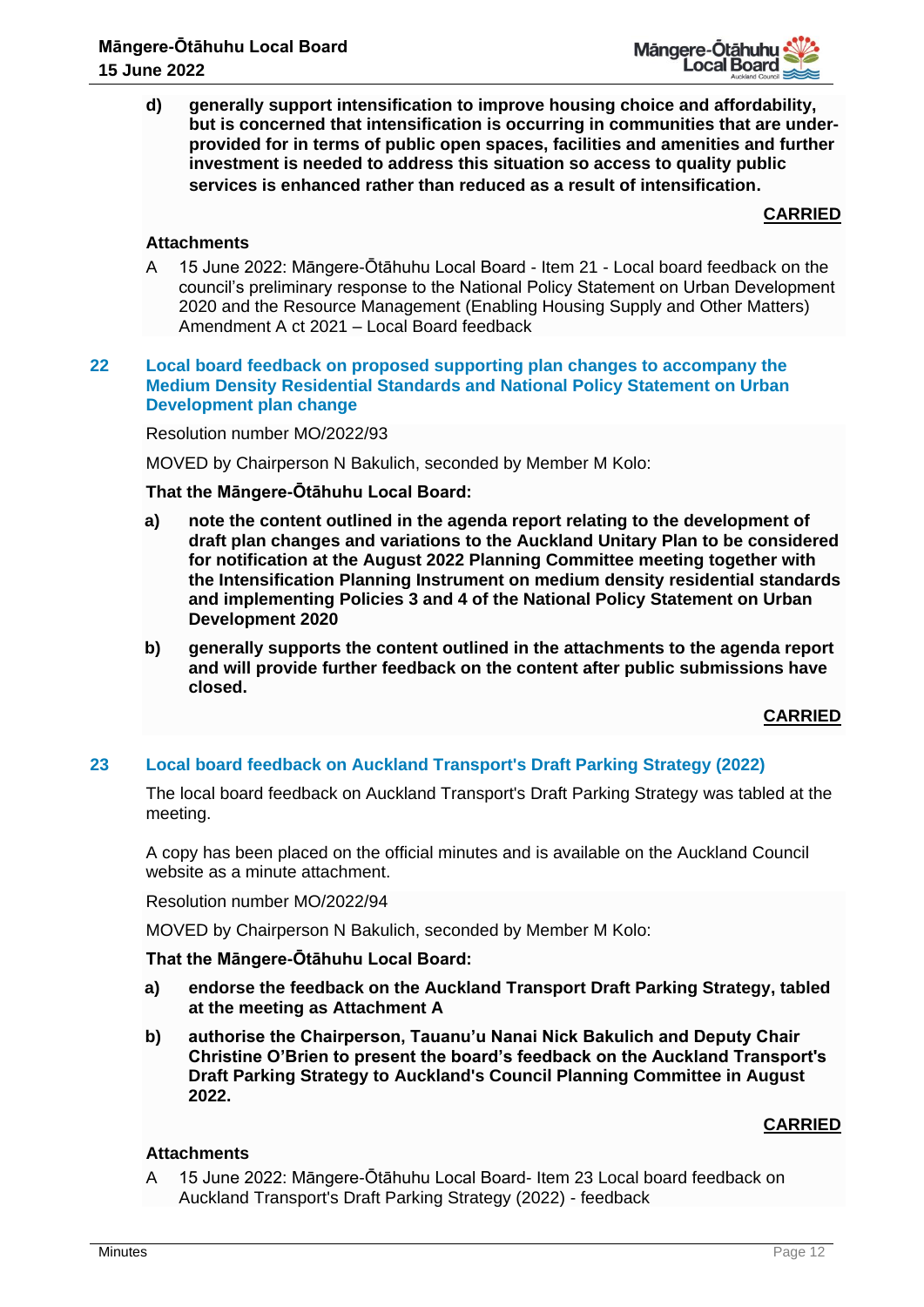d) **generally support intensification to improve housing choice and affordability, but is concerned that intensification is occurring in communities that are under-provided for in terms of public open spaces, facilities and amenities and further investment is needed to address this situation so access to quality public services is enhanced rather than reduced as a result of intensification.**

**CARRIED**

**Attachments**

A 15 June 2022: Māngere-Ōtāhuhu Local Board - Item 21 - Local board feedback on the council's preliminary response to the National Policy Statement on Urban Development 2020 and the Resource Management (Enabling Housing Supply and Other Matters) Amendment A ct 2021 – Local Board feedback

## 22 Local board feedback on proposed supporting plan changes to accompany the Medium Density Residential Standards and National Policy Statement on Urban Development plan change

Resolution number MO/2022/93

MOVED by Chairperson N Bakulich, seconded by Member M Kolo:

**That the Māngere-Ōtāhuhu Local Board:**

a) **note the content outlined in the agenda report relating to the development of draft plan changes and variations to the Auckland Unitary Plan to be considered for notification at the August 2022 Planning Committee meeting together with the Intensification Planning Instrument on medium density residential standards and implementing Policies 3 and 4 of the National Policy Statement on Urban Development 2020**

b) **generally supports the content outlined in the attachments to the agenda report and will provide further feedback on the content after public submissions have closed.**

**CARRIED**

## 23 Local board feedback on Auckland Transport's Draft Parking Strategy (2022)

The local board feedback on Auckland Transport's Draft Parking Strategy was tabled at the meeting.

A copy has been placed on the official minutes and is available on the Auckland Council website as a minute attachment.

Resolution number MO/2022/94

MOVED by Chairperson N Bakulich, seconded by Member M Kolo:

**That the Māngere-Ōtāhuhu Local Board:**

a) **endorse the feedback on the Auckland Transport Draft Parking Strategy, tabled at the meeting as Attachment A**

b) **authorise the Chairperson, Tauanu'u Nanai Nick Bakulich and Deputy Chair Christine O'Brien to present the board's feedback on the Auckland Transport's Draft Parking Strategy to Auckland's Council Planning Committee in August 2022.**

**CARRIED**

**Attachments**

A 15 June 2022: Māngere-Ōtāhuhu Local Board- Item 23 Local board feedback on Auckland Transport's Draft Parking Strategy (2022) - feedback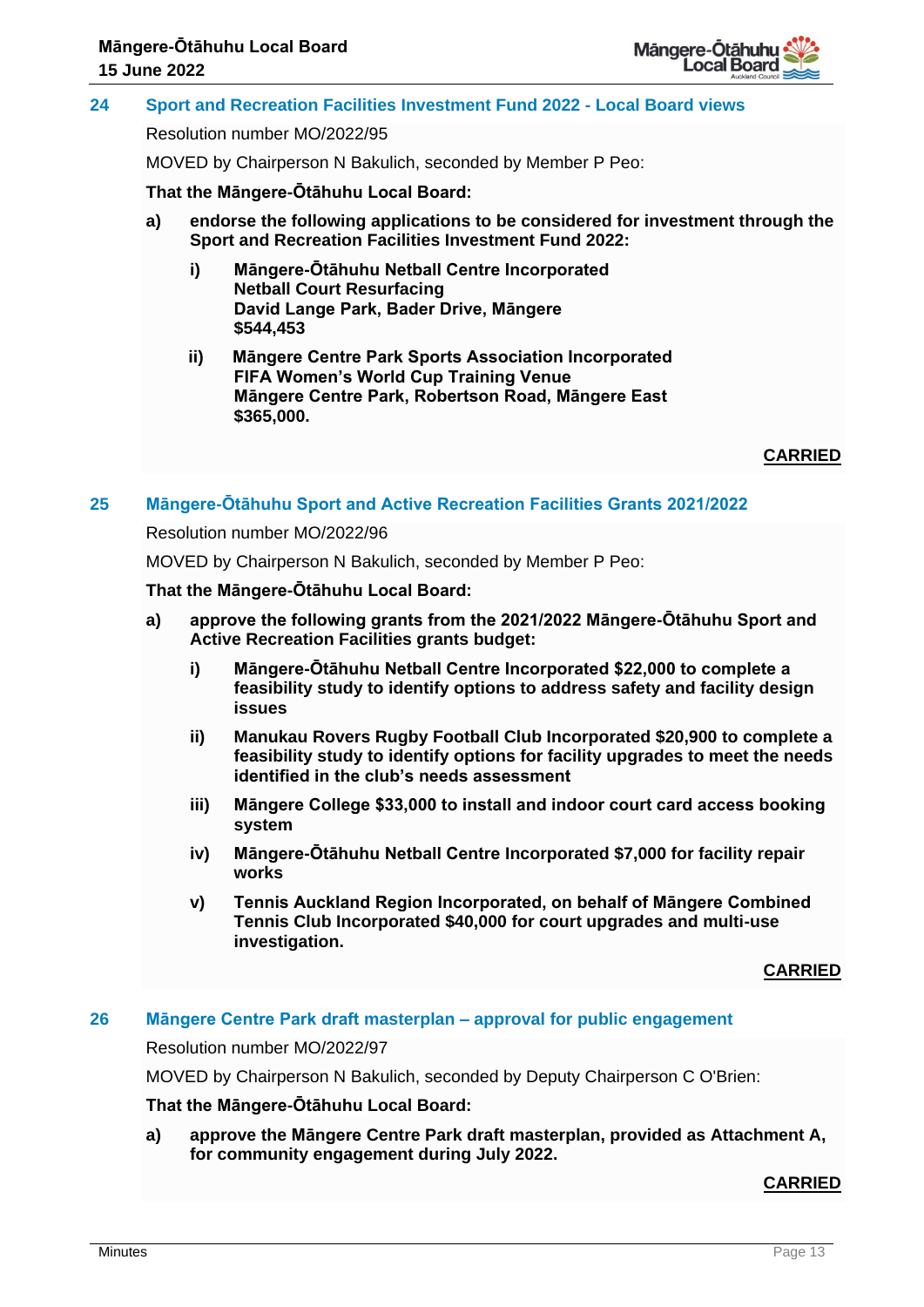## 24 Sport and Recreation Facilities Investment Fund 2022 - Local Board views

Resolution number MO/2022/95

MOVED by Chairperson N Bakulich, seconded by Member P Peo:

**That the Māngere-Ōtāhuhu Local Board:**

**a) endorse the following applications to be considered for investment through the Sport and Recreation Facilities Investment Fund 2022:**

**i) Māngere-Ōtāhuhu Netball Centre Incorporated**
**Netball Court Resurfacing**
**David Lange Park, Bader Drive, Māngere**
**$544,453**

**ii) Māngere Centre Park Sports Association Incorporated**
**FIFA Women's World Cup Training Venue**
**Māngere Centre Park, Robertson Road, Māngere East**
**$365,000.**

**CARRIED**

## 25 Māngere-Ōtāhuhu Sport and Active Recreation Facilities Grants 2021/2022

Resolution number MO/2022/96

MOVED by Chairperson N Bakulich, seconded by Member P Peo:

**That the Māngere-Ōtāhuhu Local Board:**

**a) approve the following grants from the 2021/2022 Māngere-Ōtāhuhu Sport and Active Recreation Facilities grants budget:**

**i) Māngere-Ōtāhuhu Netball Centre Incorporated $22,000 to complete a feasibility study to identify options to address safety and facility design issues**

**ii) Manukau Rovers Rugby Football Club Incorporated $20,900 to complete a feasibility study to identify options for facility upgrades to meet the needs identified in the club's needs assessment**

**iii) Māngere College $33,000 to install and indoor court card access booking system**

**iv) Māngere-Ōtāhuhu Netball Centre Incorporated $7,000 for facility repair works**

**v) Tennis Auckland Region Incorporated, on behalf of Māngere Combined Tennis Club Incorporated $40,000 for court upgrades and multi-use investigation.**

**CARRIED**

## 26 Māngere Centre Park draft masterplan – approval for public engagement

Resolution number MO/2022/97

MOVED by Chairperson N Bakulich, seconded by Deputy Chairperson C O'Brien:

**That the Māngere-Ōtāhuhu Local Board:**

**a) approve the Māngere Centre Park draft masterplan, provided as Attachment A, for community engagement during July 2022.**

**CARRIED**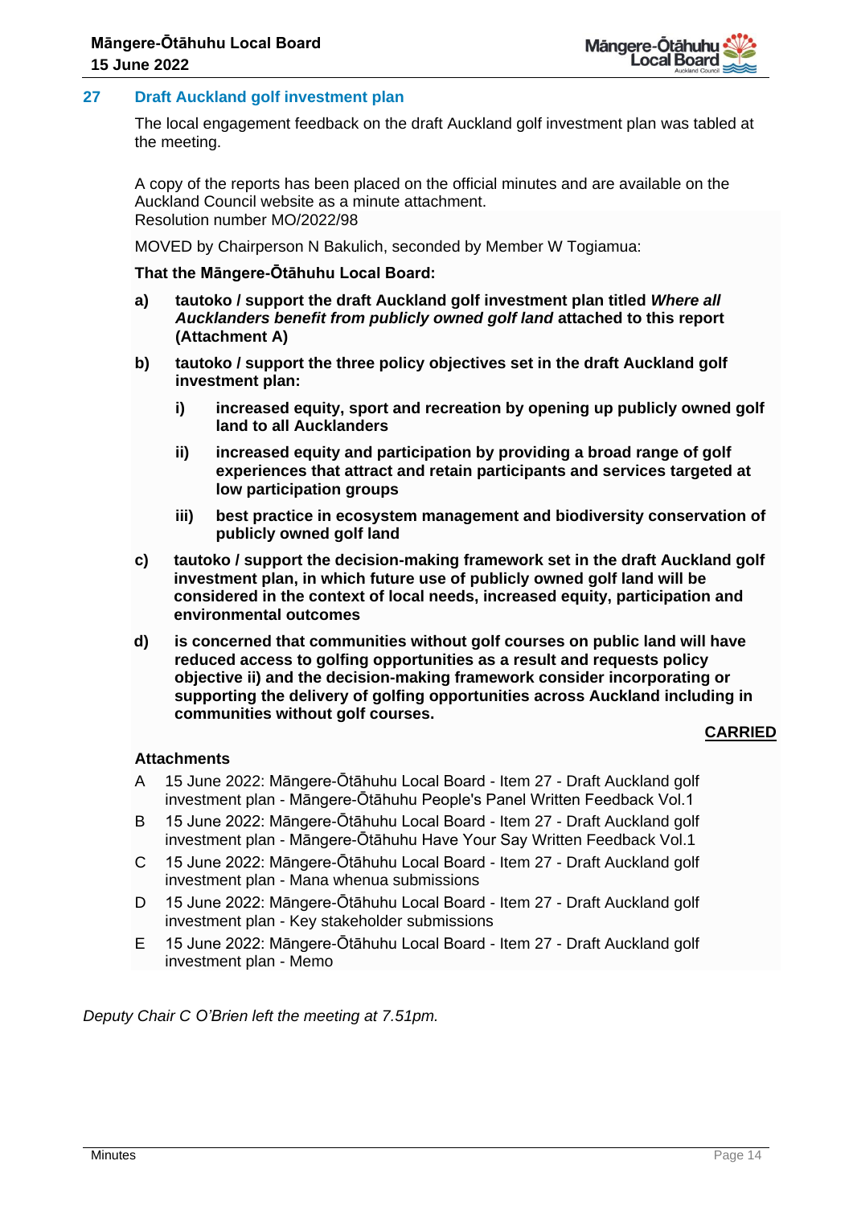## 27 Draft Auckland golf investment plan

The local engagement feedback on the draft Auckland golf investment plan was tabled at the meeting.

A copy of the reports has been placed on the official minutes and are available on the Auckland Council website as a minute attachment.
Resolution number MO/2022/98

MOVED by Chairperson N Bakulich, seconded by Member W Togiamua:

**That the Māngere-Ōtāhuhu Local Board:**

**a) tautoko / support the draft Auckland golf investment plan titled *Where all Aucklanders benefit from publicly owned golf land* attached to this report (Attachment A)**

**b) tautoko / support the three policy objectives set in the draft Auckland golf investment plan:**

**i) increased equity, sport and recreation by opening up publicly owned golf land to all Aucklanders**

**ii) increased equity and participation by providing a broad range of golf experiences that attract and retain participants and services targeted at low participation groups**

**iii) best practice in ecosystem management and biodiversity conservation of publicly owned golf land**

**c) tautoko / support the decision-making framework set in the draft Auckland golf investment plan, in which future use of publicly owned golf land will be considered in the context of local needs, increased equity, participation and environmental outcomes**

**d) is concerned that communities without golf courses on public land will have reduced access to golfing opportunities as a result and requests policy objective ii) and the decision-making framework consider incorporating or supporting the delivery of golfing opportunities across Auckland including in communities without golf courses.**

**CARRIED**

**Attachments**

A 15 June 2022: Māngere-Ōtāhuhu Local Board - Item 27 - Draft Auckland golf investment plan - Māngere-Ōtāhuhu People's Panel Written Feedback Vol.1

B 15 June 2022: Māngere-Ōtāhuhu Local Board - Item 27 - Draft Auckland golf investment plan - Māngere-Ōtāhuhu Have Your Say Written Feedback Vol.1

C 15 June 2022: Māngere-Ōtāhuhu Local Board - Item 27 - Draft Auckland golf investment plan - Mana whenua submissions

D 15 June 2022: Māngere-Ōtāhuhu Local Board - Item 27 - Draft Auckland golf investment plan - Key stakeholder submissions

E 15 June 2022: Māngere-Ōtāhuhu Local Board - Item 27 - Draft Auckland golf investment plan - Memo

*Deputy Chair C O'Brien left the meeting at 7.51pm.*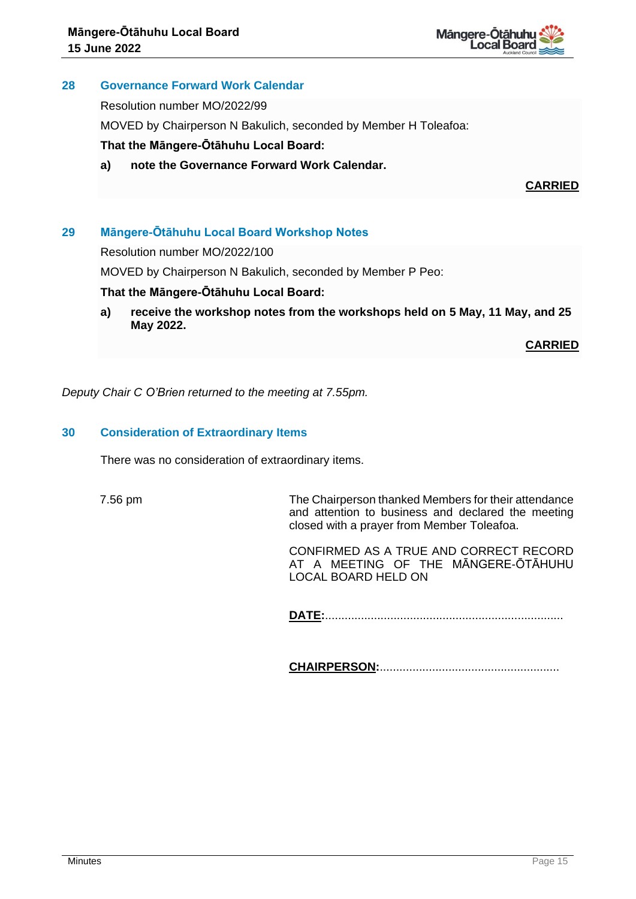## 28 Governance Forward Work Calendar

Resolution number MO/2022/99

MOVED by Chairperson N Bakulich, seconded by Member H Toleafoa:

**That the Māngere-Ōtāhuhu Local Board:**

**a) note the Governance Forward Work Calendar.**

**CARRIED**

## 29 Māngere-Ōtāhuhu Local Board Workshop Notes

Resolution number MO/2022/100

MOVED by Chairperson N Bakulich, seconded by Member P Peo:

**That the Māngere-Ōtāhuhu Local Board:**

**a) receive the workshop notes from the workshops held on 5 May, 11 May, and 25 May 2022.**

**CARRIED**

*Deputy Chair C O'Brien returned to the meeting at 7.55pm.*

## 30 Consideration of Extraordinary Items

There was no consideration of extraordinary items.

7.56 pm

The Chairperson thanked Members for their attendance and attention to business and declared the meeting closed with a prayer from Member Toleafoa.

CONFIRMED AS A TRUE AND CORRECT RECORD AT A MEETING OF THE MĀNGERE-ŌTĀHUHU LOCAL BOARD HELD ON

**DATE:**.........................................................................

**CHAIRPERSON:**.......................................................